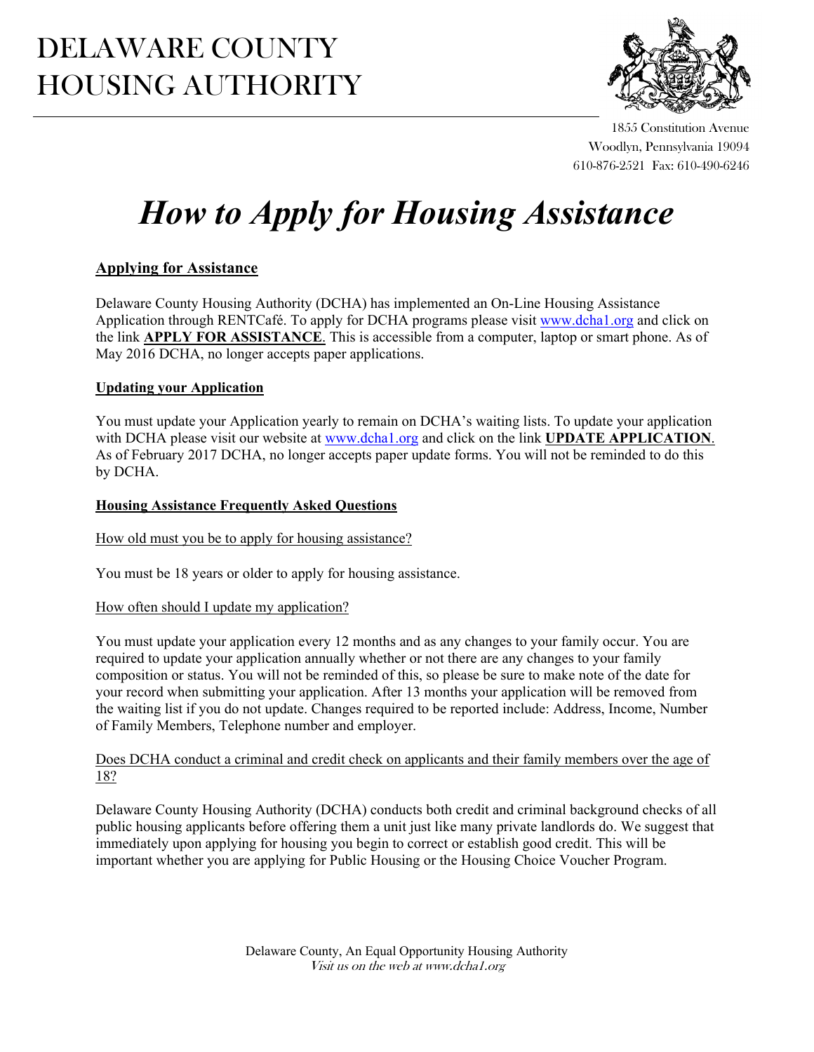# DELAWARE COUNTY HOUSING AUTHORITY

1855 Constitution Avenue
Woodlyn, Pennsylvania 19094
610-876-2521 Fax: 610-490-6246

# *How to Apply for Housing Assistance*

## Applying for Assistance

Delaware County Housing Authority (DCHA) has implemented an On-Line Housing Assistance Application through RENTCafé. To apply for DCHA programs please visit www.dcha1.org and click on the link **APPLY FOR ASSISTANCE**. This is accessible from a computer, laptop or smart phone. As of May 2016 DCHA, no longer accepts paper applications.

## Updating your Application

You must update your Application yearly to remain on DCHA's waiting lists. To update your application with DCHA please visit our website at www.dcha1.org and click on the link **UPDATE APPLICATION**. As of February 2017 DCHA, no longer accepts paper update forms. You will not be reminded to do this by DCHA.

## Housing Assistance Frequently Asked Questions

### How old must you be to apply for housing assistance?

You must be 18 years or older to apply for housing assistance.

### How often should I update my application?

You must update your application every 12 months and as any changes to your family occur. You are required to update your application annually whether or not there are any changes to your family composition or status. You will not be reminded of this, so please be sure to make note of the date for your record when submitting your application. After 13 months your application will be removed from the waiting list if you do not update. Changes required to be reported include: Address, Income, Number of Family Members, Telephone number and employer.

### Does DCHA conduct a criminal and credit check on applicants and their family members over the age of 18?

Delaware County Housing Authority (DCHA) conducts both credit and criminal background checks of all public housing applicants before offering them a unit just like many private landlords do. We suggest that immediately upon applying for housing you begin to correct or establish good credit. This will be important whether you are applying for Public Housing or the Housing Choice Voucher Program.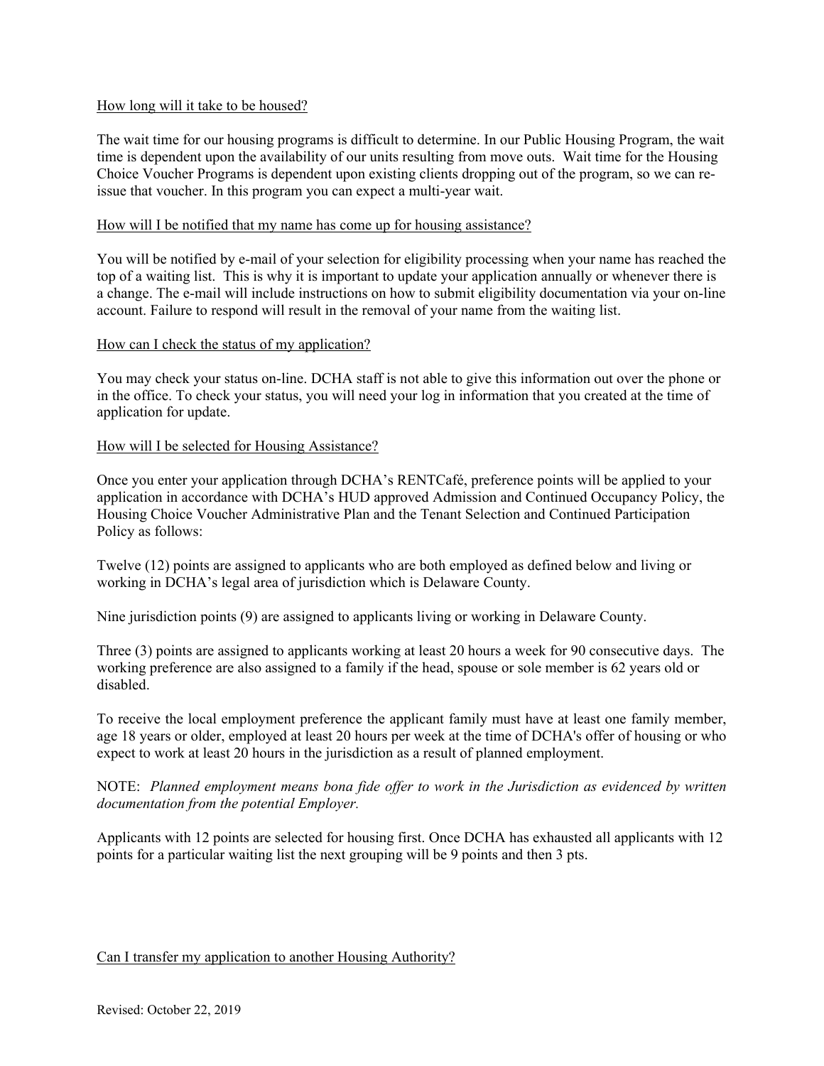<u>How long will it take to be housed?</u>

The wait time for our housing programs is difficult to determine. In our Public Housing Program, the wait time is dependent upon the availability of our units resulting from move outs. Wait time for the Housing Choice Voucher Programs is dependent upon existing clients dropping out of the program, so we can re-issue that voucher. In this program you can expect a multi-year wait.

<u>How will I be notified that my name has come up for housing assistance?</u>

You will be notified by e-mail of your selection for eligibility processing when your name has reached the top of a waiting list. This is why it is important to update your application annually or whenever there is a change. The e-mail will include instructions on how to submit eligibility documentation via your on-line account. Failure to respond will result in the removal of your name from the waiting list.

<u>How can I check the status of my application?</u>

You may check your status on-line. DCHA staff is not able to give this information out over the phone or in the office. To check your status, you will need your log in information that you created at the time of application for update.

<u>How will I be selected for Housing Assistance?</u>

Once you enter your application through DCHA's RENTCafé, preference points will be applied to your application in accordance with DCHA's HUD approved Admission and Continued Occupancy Policy, the Housing Choice Voucher Administrative Plan and the Tenant Selection and Continued Participation Policy as follows:

Twelve (12) points are assigned to applicants who are both employed as defined below and living or working in DCHA's legal area of jurisdiction which is Delaware County.

Nine jurisdiction points (9) are assigned to applicants living or working in Delaware County.

Three (3) points are assigned to applicants working at least 20 hours a week for 90 consecutive days. The working preference are also assigned to a family if the head, spouse or sole member is 62 years old or disabled.

To receive the local employment preference the applicant family must have at least one family member, age 18 years or older, employed at least 20 hours per week at the time of DCHA's offer of housing or who expect to work at least 20 hours in the jurisdiction as a result of planned employment.

NOTE: *Planned employment means bona fide offer to work in the Jurisdiction as evidenced by written documentation from the potential Employer.*

Applicants with 12 points are selected for housing first. Once DCHA has exhausted all applicants with 12 points for a particular waiting list the next grouping will be 9 points and then 3 pts.

<u>Can I transfer my application to another Housing Authority?</u>

Revised: October 22, 2019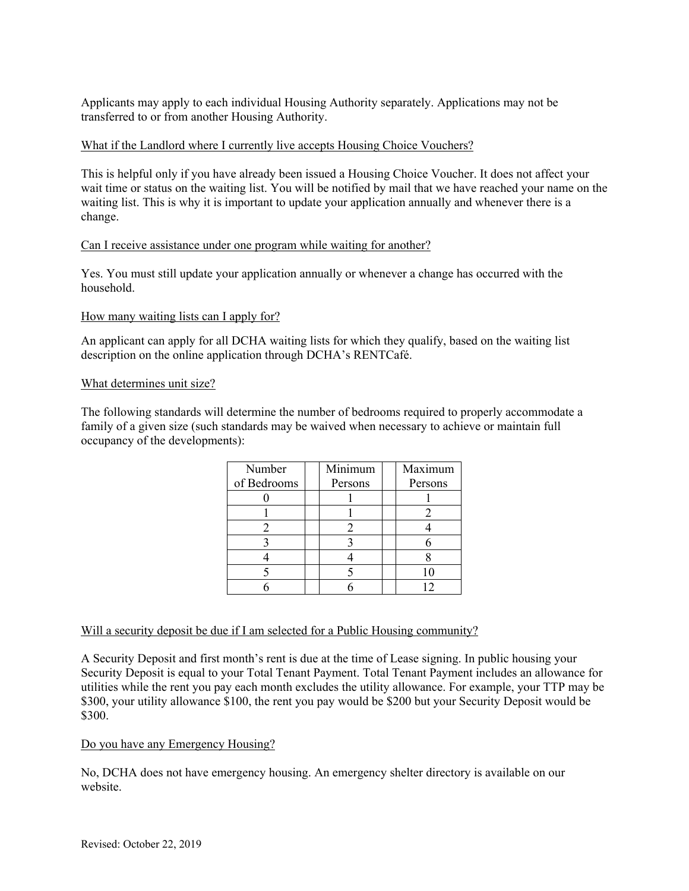Applicants may apply to each individual Housing Authority separately. Applications may not be transferred to or from another Housing Authority.

<u>What if the Landlord where I currently live accepts Housing Choice Vouchers?</u>

This is helpful only if you have already been issued a Housing Choice Voucher. It does not affect your wait time or status on the waiting list. You will be notified by mail that we have reached your name on the waiting list. This is why it is important to update your application annually and whenever there is a change.

<u>Can I receive assistance under one program while waiting for another?</u>

Yes. You must still update your application annually or whenever a change has occurred with the household.

<u>How many waiting lists can I apply for?</u>

An applicant can apply for all DCHA waiting lists for which they qualify, based on the waiting list description on the online application through DCHA's RENTCafé.

<u>What determines unit size?</u>

The following standards will determine the number of bedrooms required to properly accommodate a family of a given size (such standards may be waived when necessary to achieve or maintain full occupancy of the developments):

| Number of Bedrooms | Minimum Persons | Maximum Persons |
|---|---|---|
| 0 | 1 | 1 |
| 1 | 1 | 2 |
| 2 | 2 | 4 |
| 3 | 3 | 6 |
| 4 | 4 | 8 |
| 5 | 5 | 10 |
| 6 | 6 | 12 |

<u>Will a security deposit be due if I am selected for a Public Housing community?</u>

A Security Deposit and first month's rent is due at the time of Lease signing. In public housing your Security Deposit is equal to your Total Tenant Payment. Total Tenant Payment includes an allowance for utilities while the rent you pay each month excludes the utility allowance. For example, your TTP may be $300, your utility allowance $100, the rent you pay would be $200 but your Security Deposit would be $300.

<u>Do you have any Emergency Housing?</u>

No, DCHA does not have emergency housing. An emergency shelter directory is available on our website.

Revised: October 22, 2019